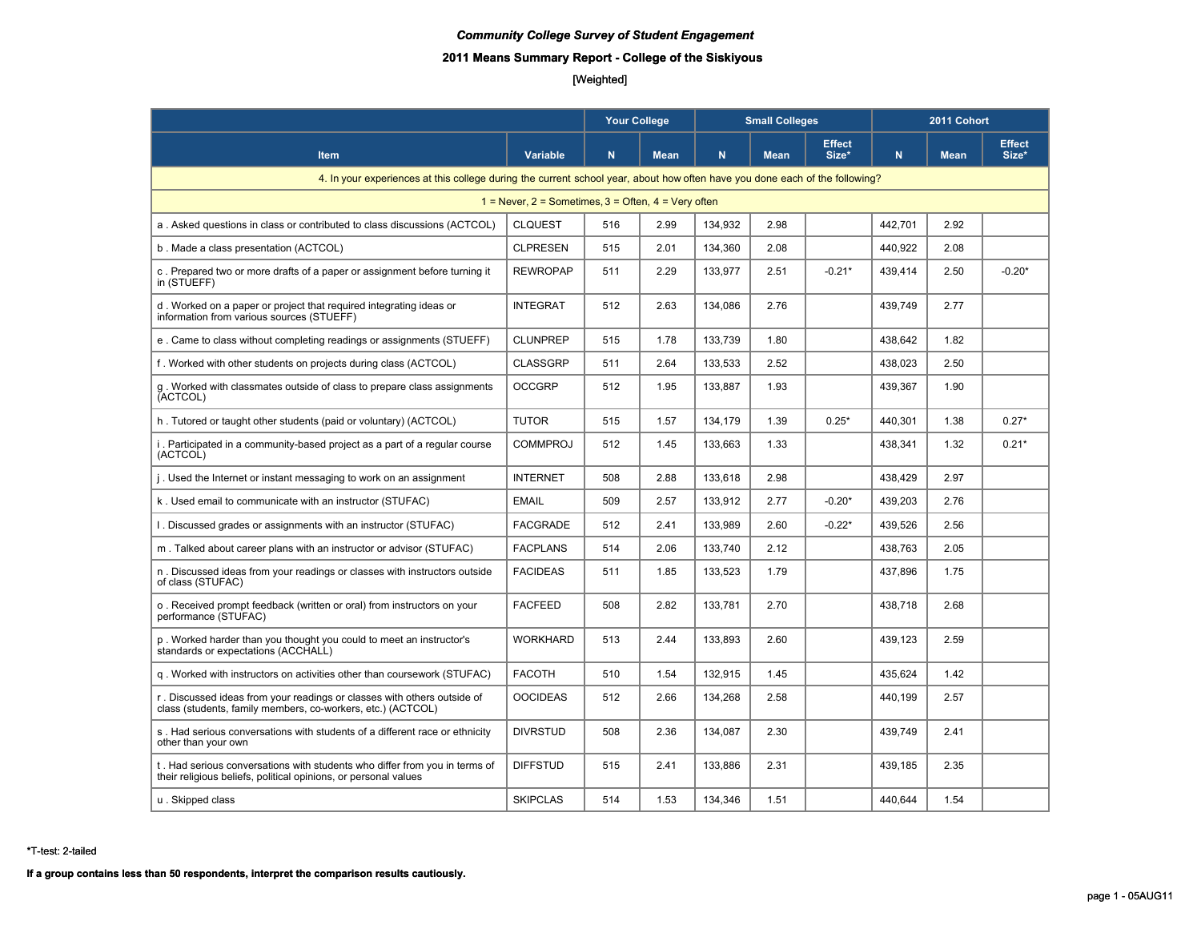*Community College Survey of Student Engagement*

**2011 Means Summary Report - College of the Siskiyous**

[Weighted]

| | | Your College | | Small Colleges | | | 2011 Cohort | | |
|---|---|---|---|---|---|---|---|---|---|
| **Item** | **Variable** | **N** | **Mean** | **N** | **Mean** | **Effect Size*** | **N** | **Mean** | **Effect Size*** |
| 4. In your experiences at this college during the current school year, about how often have you done each of the following? | | | | | | | | | |
| 1 = Never, 2 = Sometimes, 3 = Often, 4 = Very often | | | | | | | | | |
| a . Asked questions in class or contributed to class discussions (ACTCOL) | CLQUEST | 516 | 2.99 | 134,932 | 2.98 | | 442,701 | 2.92 | |
| b . Made a class presentation (ACTCOL) | CLPRESEN | 515 | 2.01 | 134,360 | 2.08 | | 440,922 | 2.08 | |
| c . Prepared two or more drafts of a paper or assignment before turning it in (STUEFF) | REWROPAP | 511 | 2.29 | 133,977 | 2.51 | -0.21* | 439,414 | 2.50 | -0.20* |
| d . Worked on a paper or project that required integrating ideas or information from various sources (STUEFF) | INTEGRAT | 512 | 2.63 | 134,086 | 2.76 | | 439,749 | 2.77 | |
| e . Came to class without completing readings or assignments (STUEFF) | CLUNPREP | 515 | 1.78 | 133,739 | 1.80 | | 438,642 | 1.82 | |
| f . Worked with other students on projects during class (ACTCOL) | CLASSGRP | 511 | 2.64 | 133,533 | 2.52 | | 438,023 | 2.50 | |
| g . Worked with classmates outside of class to prepare class assignments (ACTCOL) | OCCGRP | 512 | 1.95 | 133,887 | 1.93 | | 439,367 | 1.90 | |
| h . Tutored or taught other students (paid or voluntary) (ACTCOL) | TUTOR | 515 | 1.57 | 134,179 | 1.39 | 0.25* | 440,301 | 1.38 | 0.27* |
| i . Participated in a community-based project as a part of a regular course (ACTCOL) | COMMPROJ | 512 | 1.45 | 133,663 | 1.33 | | 438,341 | 1.32 | 0.21* |
| j . Used the Internet or instant messaging to work on an assignment | INTERNET | 508 | 2.88 | 133,618 | 2.98 | | 438,429 | 2.97 | |
| k . Used email to communicate with an instructor (STUFAC) | EMAIL | 509 | 2.57 | 133,912 | 2.77 | -0.20* | 439,203 | 2.76 | |
| l . Discussed grades or assignments with an instructor (STUFAC) | FACGRADE | 512 | 2.41 | 133,989 | 2.60 | -0.22* | 439,526 | 2.56 | |
| m . Talked about career plans with an instructor or advisor (STUFAC) | FACPLANS | 514 | 2.06 | 133,740 | 2.12 | | 438,763 | 2.05 | |
| n . Discussed ideas from your readings or classes with instructors outside of class (STUFAC) | FACIDEAS | 511 | 1.85 | 133,523 | 1.79 | | 437,896 | 1.75 | |
| o . Received prompt feedback (written or oral) from instructors on your performance (STUFAC) | FACFEED | 508 | 2.82 | 133,781 | 2.70 | | 438,718 | 2.68 | |
| p . Worked harder than you thought you could to meet an instructor's standards or expectations (ACCHALL) | WORKHARD | 513 | 2.44 | 133,893 | 2.60 | | 439,123 | 2.59 | |
| q . Worked with instructors on activities other than coursework (STUFAC) | FACOTH | 510 | 1.54 | 132,915 | 1.45 | | 435,624 | 1.42 | |
| r . Discussed ideas from your readings or classes with others outside of class (students, family members, co-workers, etc.) (ACTCOL) | OOCIDEAS | 512 | 2.66 | 134,268 | 2.58 | | 440,199 | 2.57 | |
| s . Had serious conversations with students of a different race or ethnicity other than your own | DIVRSTUD | 508 | 2.36 | 134,087 | 2.30 | | 439,749 | 2.41 | |
| t . Had serious conversations with students who differ from you in terms of their religious beliefs, political opinions, or personal values | DIFFSTUD | 515 | 2.41 | 133,886 | 2.31 | | 439,185 | 2.35 | |
| u . Skipped class | SKIPCLAS | 514 | 1.53 | 134,346 | 1.51 | | 440,644 | 1.54 | |

*T-test: 2-tailed

**If a group contains less than 50 respondents, interpret the comparison results cautiously.**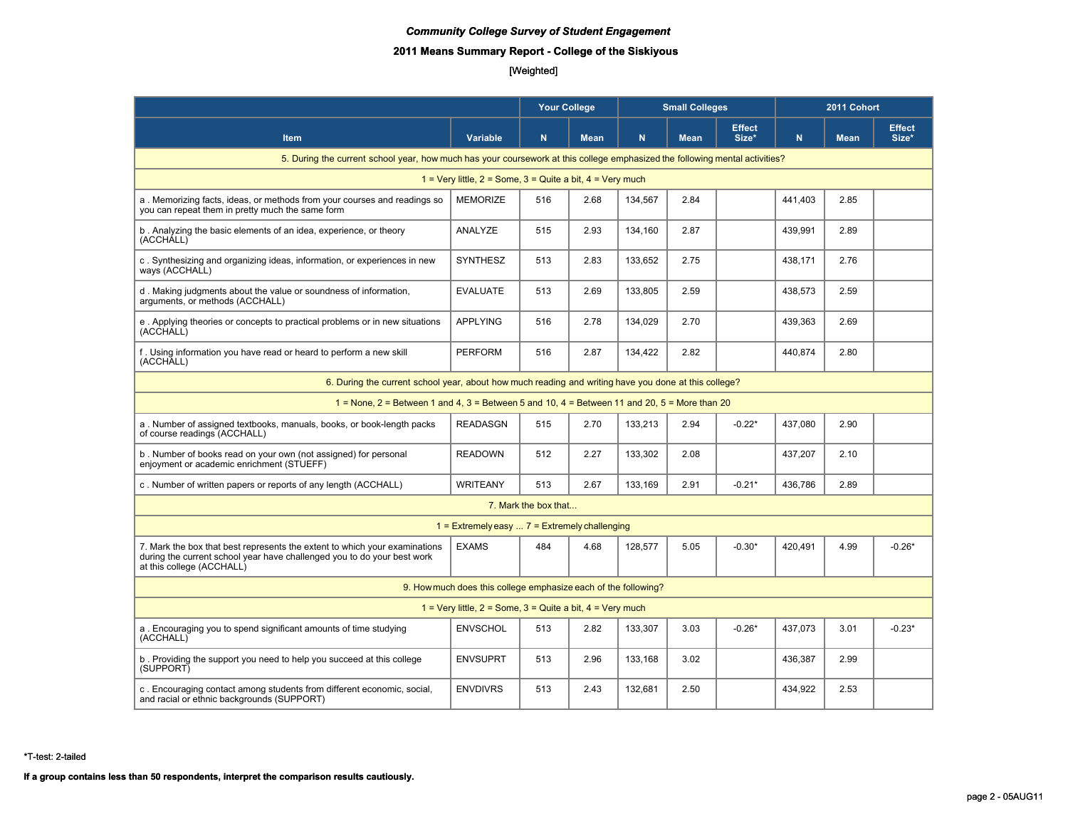*Community College Survey of Student Engagement*

**2011 Means Summary Report - College of the Siskiyous**

[Weighted]

| Item | Variable | Your College | | Small Colleges | | | 2011 Cohort | | |
|---|---|---|---|---|---|---|---|---|---|
| | | N | Mean | N | Mean | Effect Size* | N | Mean | Effect Size* |
| 5. During the current school year, how much has your coursework at this college emphasized the following mental activities? | | | | | | | | | |
| 1 = Very little, 2 = Some, 3 = Quite a bit, 4 = Very much | | | | | | | | | |
| a . Memorizing facts, ideas, or methods from your courses and readings so you can repeat them in pretty much the same form | MEMORIZE | 516 | 2.68 | 134,567 | 2.84 | | 441,403 | 2.85 | |
| b . Analyzing the basic elements of an idea, experience, or theory (ACCHALL) | ANALYZE | 515 | 2.93 | 134,160 | 2.87 | | 439,991 | 2.89 | |
| c . Synthesizing and organizing ideas, information, or experiences in new ways (ACCHALL) | SYNTHESZ | 513 | 2.83 | 133,652 | 2.75 | | 438,171 | 2.76 | |
| d . Making judgments about the value or soundness of information, arguments, or methods (ACCHALL) | EVALUATE | 513 | 2.69 | 133,805 | 2.59 | | 438,573 | 2.59 | |
| e . Applying theories or concepts to practical problems or in new situations (ACCHALL) | APPLYING | 516 | 2.78 | 134,029 | 2.70 | | 439,363 | 2.69 | |
| f . Using information you have read or heard to perform a new skill (ACCHALL) | PERFORM | 516 | 2.87 | 134,422 | 2.82 | | 440,874 | 2.80 | |
| 6. During the current school year, about how much reading and writing have you done at this college? | | | | | | | | | |
| 1 = None, 2 = Between 1 and 4, 3 = Between 5 and 10, 4 = Between 11 and 20, 5 = More than 20 | | | | | | | | | |
| a . Number of assigned textbooks, manuals, books, or book-length packs of course readings (ACCHALL) | READASGN | 515 | 2.70 | 133,213 | 2.94 | -0.22* | 437,080 | 2.90 | |
| b . Number of books read on your own (not assigned) for personal enjoyment or academic enrichment (STUEFF) | READOWN | 512 | 2.27 | 133,302 | 2.08 | | 437,207 | 2.10 | |
| c . Number of written papers or reports of any length (ACCHALL) | WRITEANY | 513 | 2.67 | 133,169 | 2.91 | -0.21* | 436,786 | 2.89 | |
| 7. Mark the box that... | | | | | | | | | |
| 1 = Extremely easy ... 7 = Extremely challenging | | | | | | | | | |
| 7. Mark the box that best represents the extent to which your examinations during the current school year have challenged you to do your best work at this college (ACCHALL) | EXAMS | 484 | 4.68 | 128,577 | 5.05 | -0.30* | 420,491 | 4.99 | -0.26* |
| 9. How much does this college emphasize each of the following? | | | | | | | | | |
| 1 = Very little, 2 = Some, 3 = Quite a bit, 4 = Very much | | | | | | | | | |
| a . Encouraging you to spend significant amounts of time studying (ACCHALL) | ENVSCHOL | 513 | 2.82 | 133,307 | 3.03 | -0.26* | 437,073 | 3.01 | -0.23* |
| b . Providing the support you need to help you succeed at this college (SUPPORT) | ENVSUPRT | 513 | 2.96 | 133,168 | 3.02 | | 436,387 | 2.99 | |
| c . Encouraging contact among students from different economic, social, and racial or ethnic backgrounds (SUPPORT) | ENVDIVRS | 513 | 2.43 | 132,681 | 2.50 | | 434,922 | 2.53 | |

*T-test: 2-tailed

**If a group contains less than 50 respondents, interpret the comparison results cautiously.**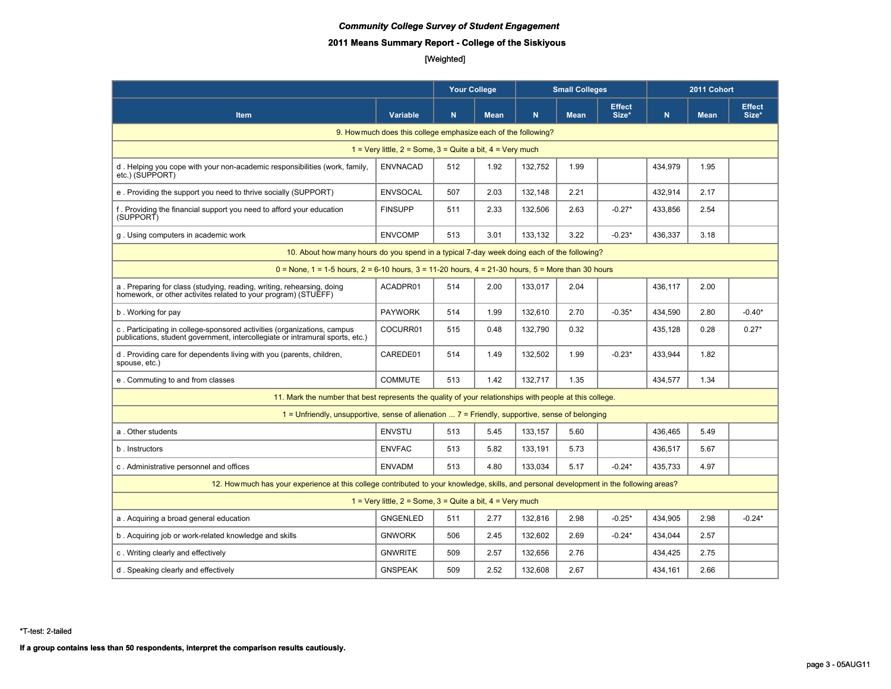*Community College Survey of Student Engagement*

**2011 Means Summary Report - College of the Siskiyous**

[Weighted]

| Item | Variable | Your College | | Small Colleges | | | 2011 Cohort | | |
|---|---|---|---|---|---|---|---|---|---|
| | | N | Mean | N | Mean | Effect Size* | N | Mean | Effect Size* |
| **9. How much does this college emphasize each of the following?** | | | | | | | | | |
| 1 = Very little, 2 = Some, 3 = Quite a bit, 4 = Very much | | | | | | | | | |
| d . Helping you cope with your non-academic responsibilities (work, family, etc.) (SUPPORT) | ENVNACAD | 512 | 1.92 | 132,752 | 1.99 | | 434,979 | 1.95 | |
| e . Providing the support you need to thrive socially (SUPPORT) | ENVSOCAL | 507 | 2.03 | 132,148 | 2.21 | | 432,914 | 2.17 | |
| f . Providing the financial support you need to afford your education (SUPPORT) | FINSUPP | 511 | 2.33 | 132,506 | 2.63 | -0.27* | 433,856 | 2.54 | |
| g . Using computers in academic work | ENVCOMP | 513 | 3.01 | 133,132 | 3.22 | -0.23* | 436,337 | 3.18 | |
| **10. About how many hours do you spend in a typical 7-day week doing each of the following?** | | | | | | | | | |
| 0 = None, 1 = 1-5 hours, 2 = 6-10 hours, 3 = 11-20 hours, 4 = 21-30 hours, 5 = More than 30 hours | | | | | | | | | |
| a . Preparing for class (studying, reading, writing, rehearsing, doing homework, or other activites related to your program) (STUEFF) | ACADPR01 | 514 | 2.00 | 133,017 | 2.04 | | 436,117 | 2.00 | |
| b . Working for pay | PAYWORK | 514 | 1.99 | 132,610 | 2.70 | -0.35* | 434,590 | 2.80 | -0.40* |
| c . Participating in college-sponsored activities (organizations, campus publications, student government, intercollegiate or intramural sports, etc.) | COCURR01 | 515 | 0.48 | 132,790 | 0.32 | | 435,128 | 0.28 | 0.27* |
| d . Providing care for dependents living with you (parents, children, spouse, etc.) | CAREDE01 | 514 | 1.49 | 132,502 | 1.99 | -0.23* | 433,944 | 1.82 | |
| e . Commuting to and from classes | COMMUTE | 513 | 1.42 | 132,717 | 1.35 | | 434,577 | 1.34 | |
| **11. Mark the number that best represents the quality of your relationships with people at this college.** | | | | | | | | | |
| 1 = Unfriendly, unsupportive, sense of alienation ... 7 = Friendly, supportive, sense of belonging | | | | | | | | | |
| a . Other students | ENVSTU | 513 | 5.45 | 133,157 | 5.60 | | 436,465 | 5.49 | |
| b . Instructors | ENVFAC | 513 | 5.82 | 133,191 | 5.73 | | 436,517 | 5.67 | |
| c . Administrative personnel and offices | ENVADM | 513 | 4.80 | 133,034 | 5.17 | -0.24* | 435,733 | 4.97 | |
| **12. How much has your experience at this college contributed to your knowledge, skills, and personal development in the following areas?** | | | | | | | | | |
| 1 = Very little, 2 = Some, 3 = Quite a bit, 4 = Very much | | | | | | | | | |
| a . Acquiring a broad general education | GNGENLED | 511 | 2.77 | 132,816 | 2.98 | -0.25* | 434,905 | 2.98 | -0.24* |
| b . Acquiring job or work-related knowledge and skills | GNWORK | 506 | 2.45 | 132,602 | 2.69 | -0.24* | 434,044 | 2.57 | |
| c . Writing clearly and effectively | GNWRITE | 509 | 2.57 | 132,656 | 2.76 | | 434,425 | 2.75 | |
| d . Speaking clearly and effectively | GNSPEAK | 509 | 2.52 | 132,608 | 2.67 | | 434,161 | 2.66 | |

*T-test: 2-tailed

**If a group contains less than 50 respondents, interpret the comparison results cautiously.**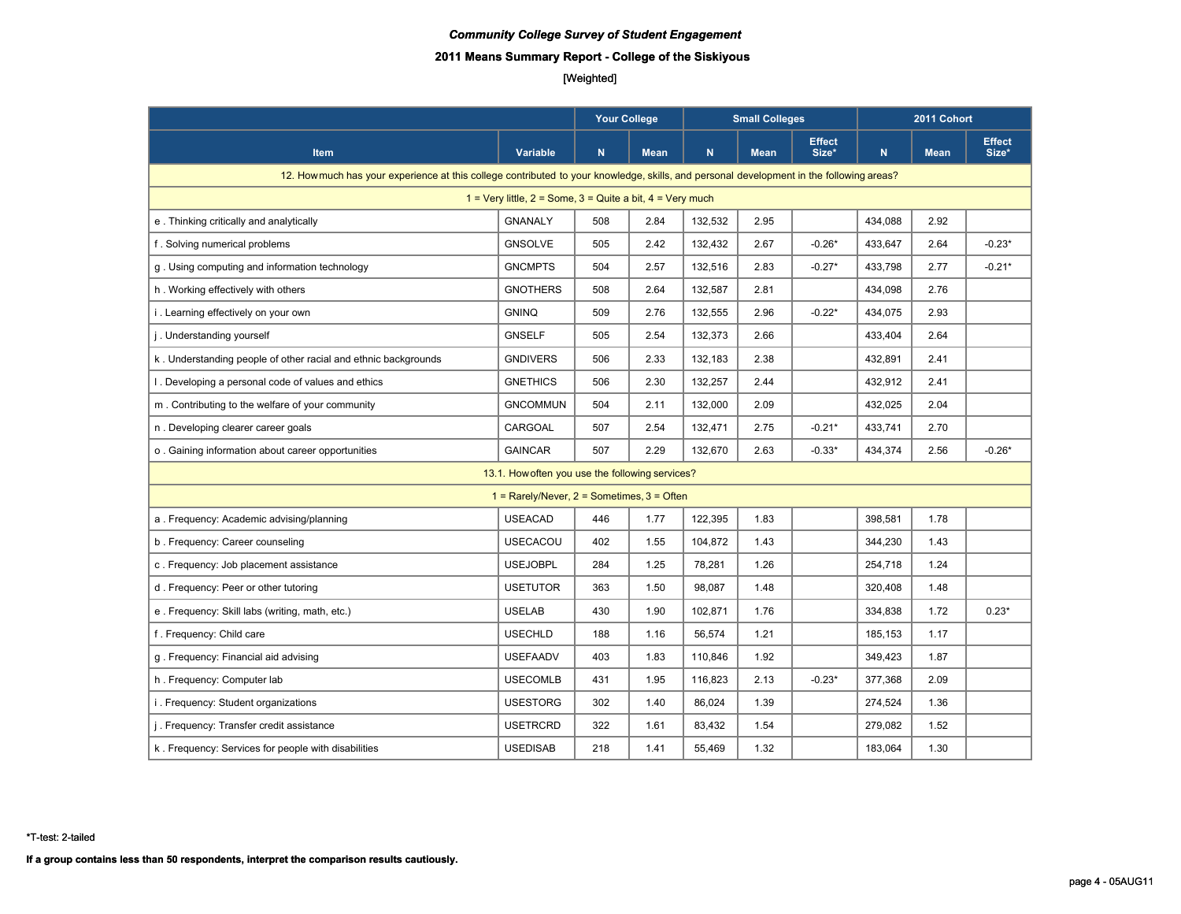*Community College Survey of Student Engagement*

**2011 Means Summary Report - College of the Siskiyous**

[Weighted]

| Item | Variable | Your College | | Small Colleges | | | 2011 Cohort | | |
|---|---|---|---|---|---|---|---|---|---|
| | | N | Mean | N | Mean | Effect Size* | N | Mean | Effect Size* |
| 12. How much has your experience at this college contributed to your knowledge, skills, and personal development in the following areas? | | | | | | | | | |
| 1 = Very little, 2 = Some, 3 = Quite a bit, 4 = Very much | | | | | | | | | |
| e . Thinking critically and analytically | GNANALY | 508 | 2.84 | 132,532 | 2.95 | | 434,088 | 2.92 | |
| f . Solving numerical problems | GNSOLVE | 505 | 2.42 | 132,432 | 2.67 | -0.26* | 433,647 | 2.64 | -0.23* |
| g . Using computing and information technology | GNCMPTS | 504 | 2.57 | 132,516 | 2.83 | -0.27* | 433,798 | 2.77 | -0.21* |
| h . Working effectively with others | GNOTHERS | 508 | 2.64 | 132,587 | 2.81 | | 434,098 | 2.76 | |
| i . Learning effectively on your own | GNINQ | 509 | 2.76 | 132,555 | 2.96 | -0.22* | 434,075 | 2.93 | |
| j . Understanding yourself | GNSELF | 505 | 2.54 | 132,373 | 2.66 | | 433,404 | 2.64 | |
| k . Understanding people of other racial and ethnic backgrounds | GNDIVERS | 506 | 2.33 | 132,183 | 2.38 | | 432,891 | 2.41 | |
| l . Developing a personal code of values and ethics | GNETHICS | 506 | 2.30 | 132,257 | 2.44 | | 432,912 | 2.41 | |
| m . Contributing to the welfare of your community | GNCOMMUN | 504 | 2.11 | 132,000 | 2.09 | | 432,025 | 2.04 | |
| n . Developing clearer career goals | CARGOAL | 507 | 2.54 | 132,471 | 2.75 | -0.21* | 433,741 | 2.70 | |
| o . Gaining information about career opportunities | GAINCAR | 507 | 2.29 | 132,670 | 2.63 | -0.33* | 434,374 | 2.56 | -0.26* |
| 13.1. How often you use the following services? | | | | | | | | | |
| 1 = Rarely/Never, 2 = Sometimes, 3 = Often | | | | | | | | | |
| a . Frequency: Academic advising/planning | USEACAD | 446 | 1.77 | 122,395 | 1.83 | | 398,581 | 1.78 | |
| b . Frequency: Career counseling | USECACOU | 402 | 1.55 | 104,872 | 1.43 | | 344,230 | 1.43 | |
| c . Frequency: Job placement assistance | USEJOBPL | 284 | 1.25 | 78,281 | 1.26 | | 254,718 | 1.24 | |
| d . Frequency: Peer or other tutoring | USETUTOR | 363 | 1.50 | 98,087 | 1.48 | | 320,408 | 1.48 | |
| e . Frequency: Skill labs (writing, math, etc.) | USELAB | 430 | 1.90 | 102,871 | 1.76 | | 334,838 | 1.72 | 0.23* |
| f . Frequency: Child care | USECHLD | 188 | 1.16 | 56,574 | 1.21 | | 185,153 | 1.17 | |
| g . Frequency: Financial aid advising | USEFAADV | 403 | 1.83 | 110,846 | 1.92 | | 349,423 | 1.87 | |
| h . Frequency: Computer lab | USECOMLB | 431 | 1.95 | 116,823 | 2.13 | -0.23* | 377,368 | 2.09 | |
| i . Frequency: Student organizations | USESTORG | 302 | 1.40 | 86,024 | 1.39 | | 274,524 | 1.36 | |
| j . Frequency: Transfer credit assistance | USETRCRD | 322 | 1.61 | 83,432 | 1.54 | | 279,082 | 1.52 | |
| k . Frequency: Services for people with disabilities | USEDISAB | 218 | 1.41 | 55,469 | 1.32 | | 183,064 | 1.30 | |

*T-test: 2-tailed

**If a group contains less than 50 respondents, interpret the comparison results cautiously.**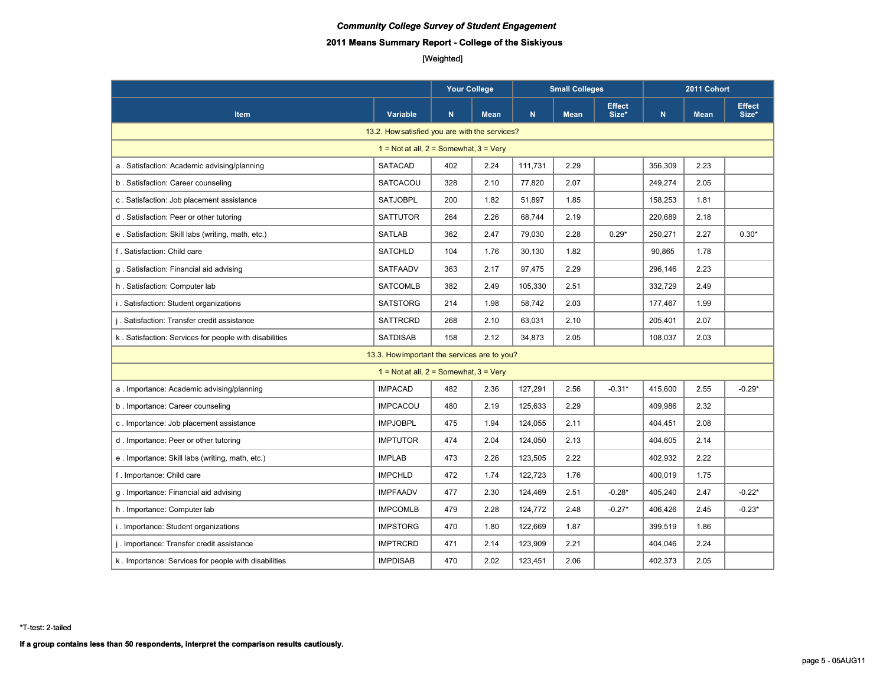*Community College Survey of Student Engagement*

**2011 Means Summary Report - College of the Siskiyous**

[Weighted]

| Item | Variable | Your College | | Small Colleges | | | 2011 Cohort | | |
|---|---|---|---|---|---|---|---|---|---|
| | | N | Mean | N | Mean | Effect Size* | N | Mean | Effect Size* |
| 13.2. How satisfied you are with the services? | | | | | | | | | |
| 1 = Not at all, 2 = Somewhat, 3 = Very | | | | | | | | | |
| a . Satisfaction: Academic advising/planning | SATACAD | 402 | 2.24 | 111,731 | 2.29 | | 356,309 | 2.23 | |
| b . Satisfaction: Career counseling | SATCACOU | 328 | 2.10 | 77,820 | 2.07 | | 249,274 | 2.05 | |
| c . Satisfaction: Job placement assistance | SATJOBPL | 200 | 1.82 | 51,897 | 1.85 | | 158,253 | 1.81 | |
| d . Satisfaction: Peer or other tutoring | SATTUTOR | 264 | 2.26 | 68,744 | 2.19 | | 220,689 | 2.18 | |
| e . Satisfaction: Skill labs (writing, math, etc.) | SATLAB | 362 | 2.47 | 79,030 | 2.28 | 0.29* | 250,271 | 2.27 | 0.30* |
| f . Satisfaction: Child care | SATCHLD | 104 | 1.76 | 30,130 | 1.82 | | 90,865 | 1.78 | |
| g . Satisfaction: Financial aid advising | SATFAADV | 363 | 2.17 | 97,475 | 2.29 | | 296,146 | 2.23 | |
| h . Satisfaction: Computer lab | SATCOMLB | 382 | 2.49 | 105,330 | 2.51 | | 332,729 | 2.49 | |
| i . Satisfaction: Student organizations | SATSTORG | 214 | 1.98 | 58,742 | 2.03 | | 177,467 | 1.99 | |
| j . Satisfaction: Transfer credit assistance | SATTRCRD | 268 | 2.10 | 63,031 | 2.10 | | 205,401 | 2.07 | |
| k . Satisfaction: Services for people with disabilities | SATDISAB | 158 | 2.12 | 34,873 | 2.05 | | 108,037 | 2.03 | |
| 13.3. How important the services are to you? | | | | | | | | | |
| 1 = Not at all, 2 = Somewhat, 3 = Very | | | | | | | | | |
| a . Importance: Academic advising/planning | IMPACAD | 482 | 2.36 | 127,291 | 2.56 | -0.31* | 415,600 | 2.55 | -0.29* |
| b . Importance: Career counseling | IMPCACOU | 480 | 2.19 | 125,633 | 2.29 | | 409,986 | 2.32 | |
| c . Importance: Job placement assistance | IMPJOBPL | 475 | 1.94 | 124,055 | 2.11 | | 404,451 | 2.08 | |
| d . Importance: Peer or other tutoring | IMPTUTOR | 474 | 2.04 | 124,050 | 2.13 | | 404,605 | 2.14 | |
| e . Importance: Skill labs (writing, math, etc.) | IMPLAB | 473 | 2.26 | 123,505 | 2.22 | | 402,932 | 2.22 | |
| f . Importance: Child care | IMPCHLD | 472 | 1.74 | 122,723 | 1.76 | | 400,019 | 1.75 | |
| g . Importance: Financial aid advising | IMPFAADV | 477 | 2.30 | 124,469 | 2.51 | -0.28* | 405,240 | 2.47 | -0.22* |
| h . Importance: Computer lab | IMPCOMLB | 479 | 2.28 | 124,772 | 2.48 | -0.27* | 406,426 | 2.45 | -0.23* |
| i . Importance: Student organizations | IMPSTORG | 470 | 1.80 | 122,669 | 1.87 | | 399,519 | 1.86 | |
| j . Importance: Transfer credit assistance | IMPTRCRD | 471 | 2.14 | 123,909 | 2.21 | | 404,046 | 2.24 | |
| k . Importance: Services for people with disabilities | IMPDISAB | 470 | 2.02 | 123,451 | 2.06 | | 402,373 | 2.05 | |

*T-test: 2-tailed

**If a group contains less than 50 respondents, interpret the comparison results cautiously.**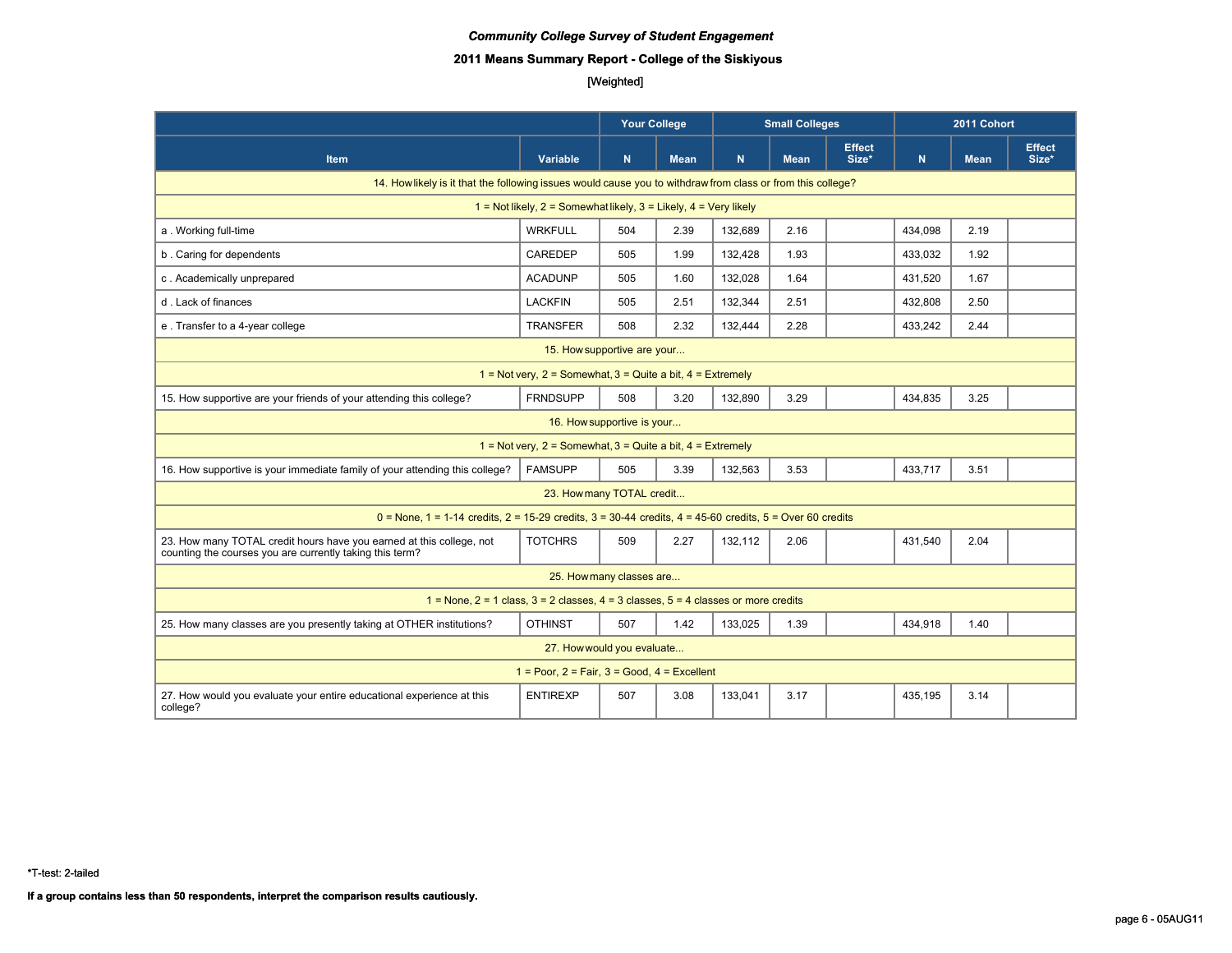*Community College Survey of Student Engagement*

**2011 Means Summary Report - College of the Siskiyous**

[Weighted]

| Item | Variable | Your College | | Small Colleges | | | 2011 Cohort | | |
|---|---|---|---|---|---|---|---|---|---|
| | | N | Mean | N | Mean | Effect Size* | N | Mean | Effect Size* |
| 14. How likely is it that the following issues would cause you to withdraw from class or from this college? | | | | | | | | | |
| 1 = Not likely, 2 = Somewhat likely, 3 = Likely, 4 = Very likely | | | | | | | | | |
| a . Working full-time | WRKFULL | 504 | 2.39 | 132,689 | 2.16 | | 434,098 | 2.19 | |
| b . Caring for dependents | CAREDEP | 505 | 1.99 | 132,428 | 1.93 | | 433,032 | 1.92 | |
| c . Academically unprepared | ACADUNP | 505 | 1.60 | 132,028 | 1.64 | | 431,520 | 1.67 | |
| d . Lack of finances | LACKFIN | 505 | 2.51 | 132,344 | 2.51 | | 432,808 | 2.50 | |
| e . Transfer to a 4-year college | TRANSFER | 508 | 2.32 | 132,444 | 2.28 | | 433,242 | 2.44 | |
| 15. How supportive are your... | | | | | | | | | |
| 1 = Not very, 2 = Somewhat, 3 = Quite a bit, 4 = Extremely | | | | | | | | | |
| 15. How supportive are your friends of your attending this college? | FRNDSUPP | 508 | 3.20 | 132,890 | 3.29 | | 434,835 | 3.25 | |
| 16. How supportive is your... | | | | | | | | | |
| 1 = Not very, 2 = Somewhat, 3 = Quite a bit, 4 = Extremely | | | | | | | | | |
| 16. How supportive is your immediate family of your attending this college? | FAMSUPP | 505 | 3.39 | 132,563 | 3.53 | | 433,717 | 3.51 | |
| 23. How many TOTAL credit... | | | | | | | | | |
| 0 = None, 1 = 1-14 credits, 2 = 15-29 credits, 3 = 30-44 credits, 4 = 45-60 credits, 5 = Over 60 credits | | | | | | | | | |
| 23. How many TOTAL credit hours have you earned at this college, not counting the courses you are currently taking this term? | TOTCHRS | 509 | 2.27 | 132,112 | 2.06 | | 431,540 | 2.04 | |
| 25. How many classes are... | | | | | | | | | |
| 1 = None, 2 = 1 class, 3 = 2 classes, 4 = 3 classes, 5 = 4 classes or more credits | | | | | | | | | |
| 25. How many classes are you presently taking at OTHER institutions? | OTHINST | 507 | 1.42 | 133,025 | 1.39 | | 434,918 | 1.40 | |
| 27. How would you evaluate... | | | | | | | | | |
| 1 = Poor, 2 = Fair, 3 = Good, 4 = Excellent | | | | | | | | | |
| 27. How would you evaluate your entire educational experience at this college? | ENTIREXP | 507 | 3.08 | 133,041 | 3.17 | | 435,195 | 3.14 | |

*T-test: 2-tailed

**If a group contains less than 50 respondents, interpret the comparison results cautiously.**